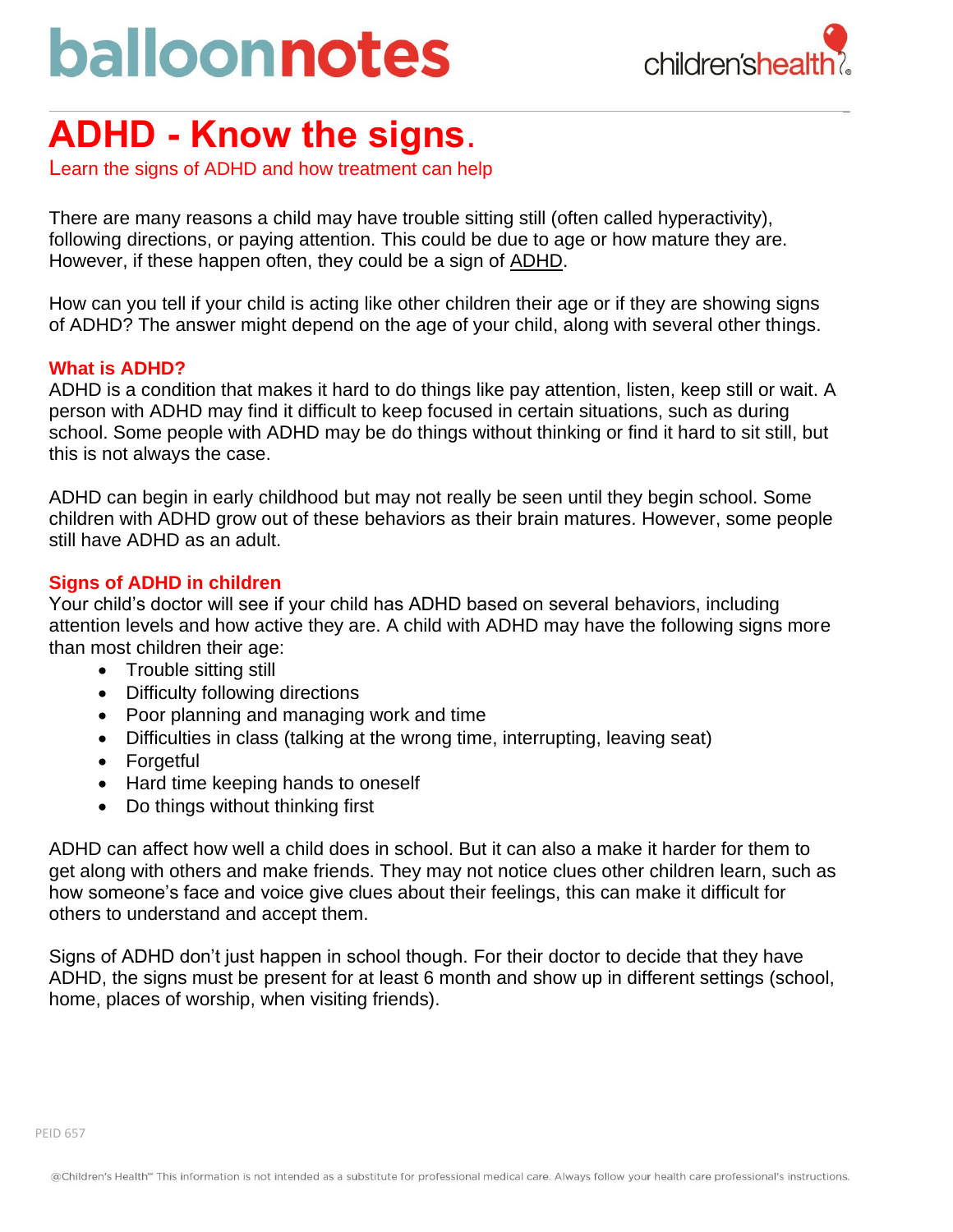# ADHD - Know the signs.

Learn the signs of ADHD and how treatment can help

There are many reasons a child may have trouble sitting still (often called hyperactivity), following directions, or paying attention. This could be due to age or how mature they are. However, if these happen often, they could be a sign of ADHD.

How can you tell if your child is acting like other children their age or if they are showing signs of ADHD? The answer might depend on the age of your child, along with several other things.

## What is ADHD?

ADHD is a condition that makes it hard to do things like pay attention, listen, keep still or wait. A person with ADHD may find it difficult to keep focused in certain situations, such as during school. Some people with ADHD may be do things without thinking or find it hard to sit still, but this is not always the case.

ADHD can begin in early childhood but may not really be seen until they begin school. Some children with ADHD grow out of these behaviors as their brain matures. However, some people still have ADHD as an adult.

## Signs of ADHD in children

Your child's doctor will see if your child has ADHD based on several behaviors, including attention levels and how active they are. A child with ADHD may have the following signs more than most children their age:

- Trouble sitting still
- Difficulty following directions
- Poor planning and managing work and time
- Difficulties in class (talking at the wrong time, interrupting, leaving seat)
- Forgetful
- Hard time keeping hands to oneself
- Do things without thinking first

ADHD can affect how well a child does in school. But it can also a make it harder for them to get along with others and make friends. They may not notice clues other children learn, such as how someone's face and voice give clues about their feelings, this can make it difficult for others to understand and accept them.

Signs of ADHD don't just happen in school though. For their doctor to decide that they have ADHD, the signs must be present for at least 6 month and show up in different settings (school, home, places of worship, when visiting friends).

PEID 657

@Children's Health℠ This information is not intended as a substitute for professional medical care. Always follow your health care professional's instructions.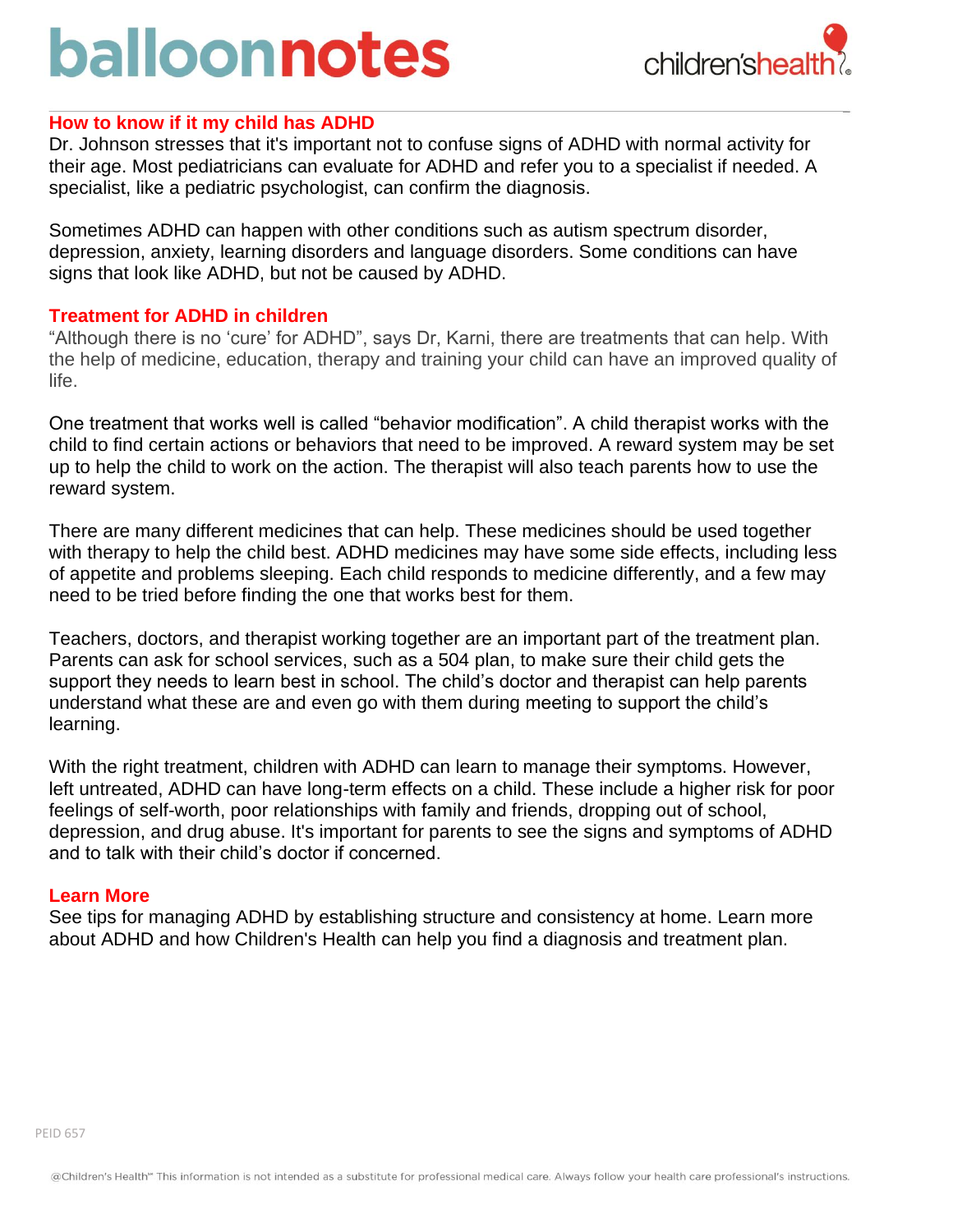## How to know if it my child has ADHD

Dr. Johnson stresses that it's important not to confuse signs of ADHD with normal activity for their age. Most pediatricians can evaluate for ADHD and refer you to a specialist if needed. A specialist, like a pediatric psychologist, can confirm the diagnosis.

Sometimes ADHD can happen with other conditions such as autism spectrum disorder, depression, anxiety, learning disorders and language disorders. Some conditions can have signs that look like ADHD, but not be caused by ADHD.

## Treatment for ADHD in children

"Although there is no 'cure' for ADHD", says Dr, Karni, there are treatments that can help. With the help of medicine, education, therapy and training your child can have an improved quality of life.

One treatment that works well is called "behavior modification". A child therapist works with the child to find certain actions or behaviors that need to be improved. A reward system may be set up to help the child to work on the action. The therapist will also teach parents how to use the reward system.

There are many different medicines that can help. These medicines should be used together with therapy to help the child best. ADHD medicines may have some side effects, including less of appetite and problems sleeping. Each child responds to medicine differently, and a few may need to be tried before finding the one that works best for them.

Teachers, doctors, and therapist working together are an important part of the treatment plan. Parents can ask for school services, such as a 504 plan, to make sure their child gets the support they needs to learn best in school. The child's doctor and therapist can help parents understand what these are and even go with them during meeting to support the child's learning.

With the right treatment, children with ADHD can learn to manage their symptoms. However, left untreated, ADHD can have long-term effects on a child. These include a higher risk for poor feelings of self-worth, poor relationships with family and friends, dropping out of school, depression, and drug abuse. It's important for parents to see the signs and symptoms of ADHD and to talk with their child's doctor if concerned.

## Learn More

See tips for managing ADHD by establishing structure and consistency at home. Learn more about ADHD and how Children's Health can help you find a diagnosis and treatment plan.

PEID 657

@Children's Health℠ This information is not intended as a substitute for professional medical care. Always follow your health care professional's instructions.